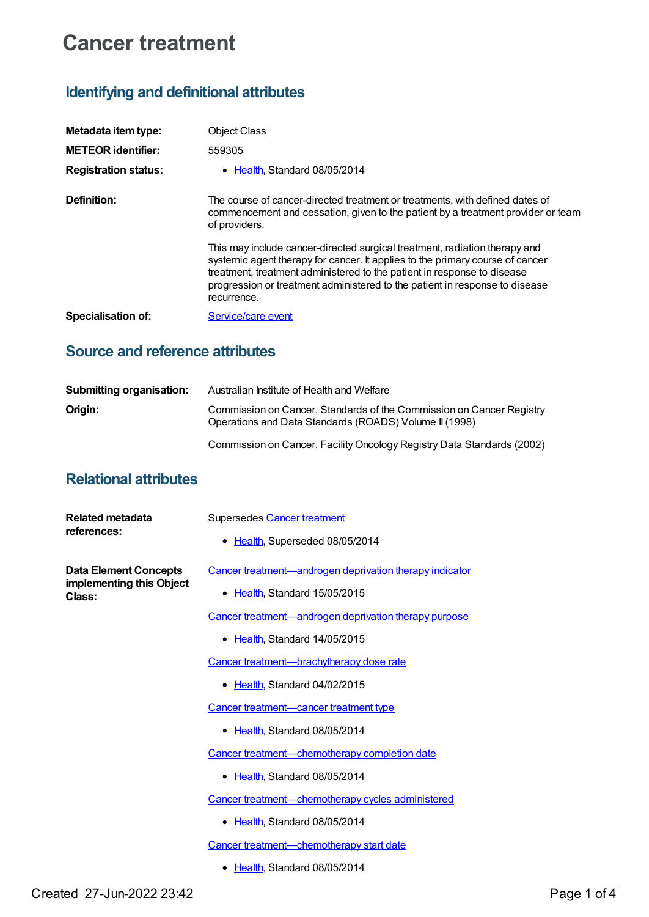# Cancer treatment

## Identifying and definitional attributes

**Metadata item type:** Object Class

**METEOR identifier:** 559305

**Registration status:**
- Health, Standard 08/05/2014

**Definition:** The course of cancer-directed treatment or treatments, with defined dates of commencement and cessation, given to the patient by a treatment provider or team of providers.

This may include cancer-directed surgical treatment, radiation therapy and systemic agent therapy for cancer. It applies to the primary course of cancer treatment, treatment administered to the patient in response to disease progression or treatment administered to the patient in response to disease recurrence.

**Specialisation of:** Service/care event

## Source and reference attributes

**Submitting organisation:** Australian Institute of Health and Welfare

**Origin:** Commission on Cancer, Standards of the Commission on Cancer Registry Operations and Data Standards (ROADS) Volume II (1998)

Commission on Cancer, Facility Oncology Registry Data Standards (2002)

## Relational attributes

**Related metadata references:**

Supersedes Cancer treatment
- Health, Superseded 08/05/2014

**Data Element Concepts implementing this Object Class:**

Cancer treatment—androgen deprivation therapy indicator
- Health, Standard 15/05/2015

Cancer treatment—androgen deprivation therapy purpose
- Health, Standard 14/05/2015

Cancer treatment—brachytherapy dose rate
- Health, Standard 04/02/2015

Cancer treatment—cancer treatment type
- Health, Standard 08/05/2014

Cancer treatment—chemotherapy completion date
- Health, Standard 08/05/2014

Cancer treatment—chemotherapy cycles administered
- Health, Standard 08/05/2014

Cancer treatment—chemotherapy start date
- Health, Standard 08/05/2014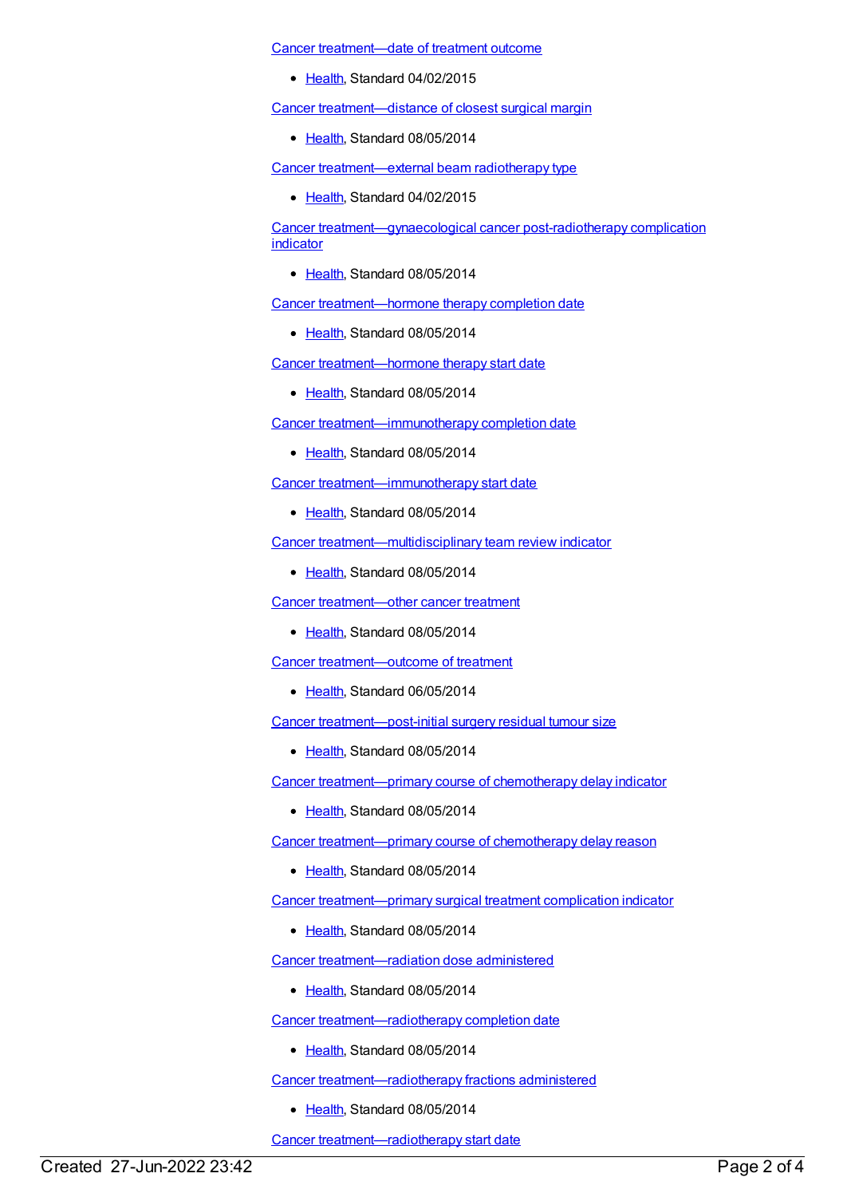Cancer treatment—date of treatment outcome

- Health, Standard 04/02/2015

Cancer treatment—distance of closest surgical margin

- Health, Standard 08/05/2014

Cancer treatment—external beam radiotherapy type

- Health, Standard 04/02/2015

Cancer treatment—gynaecological cancer post-radiotherapy complication indicator

- Health, Standard 08/05/2014

Cancer treatment—hormone therapy completion date

- Health, Standard 08/05/2014

Cancer treatment—hormone therapy start date

- Health, Standard 08/05/2014

Cancer treatment—immunotherapy completion date

- Health, Standard 08/05/2014

Cancer treatment—immunotherapy start date

- Health, Standard 08/05/2014

Cancer treatment—multidisciplinary team review indicator

- Health, Standard 08/05/2014

Cancer treatment—other cancer treatment

- Health, Standard 08/05/2014

Cancer treatment—outcome of treatment

- Health, Standard 06/05/2014

Cancer treatment—post-initial surgery residual tumour size

- Health, Standard 08/05/2014

Cancer treatment—primary course of chemotherapy delay indicator

- Health, Standard 08/05/2014

Cancer treatment—primary course of chemotherapy delay reason

- Health, Standard 08/05/2014

Cancer treatment—primary surgical treatment complication indicator

- Health, Standard 08/05/2014

Cancer treatment—radiation dose administered

- Health, Standard 08/05/2014

Cancer treatment—radiotherapy completion date

- Health, Standard 08/05/2014

Cancer treatment—radiotherapy fractions administered

- Health, Standard 08/05/2014

Cancer treatment—radiotherapy start date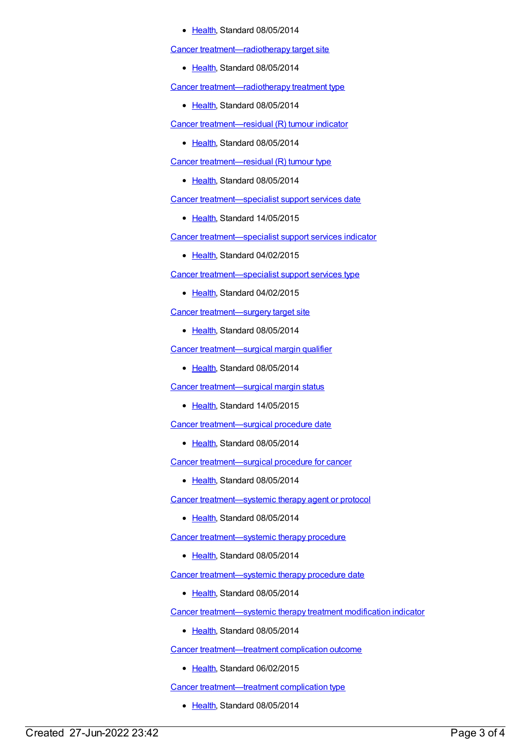- Health, Standard 08/05/2014

Cancer treatment—radiotherapy target site

- Health, Standard 08/05/2014

Cancer treatment—radiotherapy treatment type

- Health, Standard 08/05/2014

Cancer treatment—residual (R) tumour indicator

- Health, Standard 08/05/2014

Cancer treatment—residual (R) tumour type

- Health, Standard 08/05/2014

Cancer treatment—specialist support services date

- Health, Standard 14/05/2015

Cancer treatment—specialist support services indicator

- Health, Standard 04/02/2015

Cancer treatment—specialist support services type

- Health, Standard 04/02/2015

Cancer treatment—surgery target site

- Health, Standard 08/05/2014

Cancer treatment—surgical margin qualifier

- Health, Standard 08/05/2014

Cancer treatment—surgical margin status

- Health, Standard 14/05/2015

Cancer treatment—surgical procedure date

- Health, Standard 08/05/2014

Cancer treatment—surgical procedure for cancer

- Health, Standard 08/05/2014

Cancer treatment—systemic therapy agent or protocol

- Health, Standard 08/05/2014

Cancer treatment—systemic therapy procedure

- Health, Standard 08/05/2014

Cancer treatment—systemic therapy procedure date

- Health, Standard 08/05/2014

Cancer treatment—systemic therapy treatment modification indicator

- Health, Standard 08/05/2014

Cancer treatment—treatment complication outcome

- Health, Standard 06/02/2015

Cancer treatment—treatment complication type

- Health, Standard 08/05/2014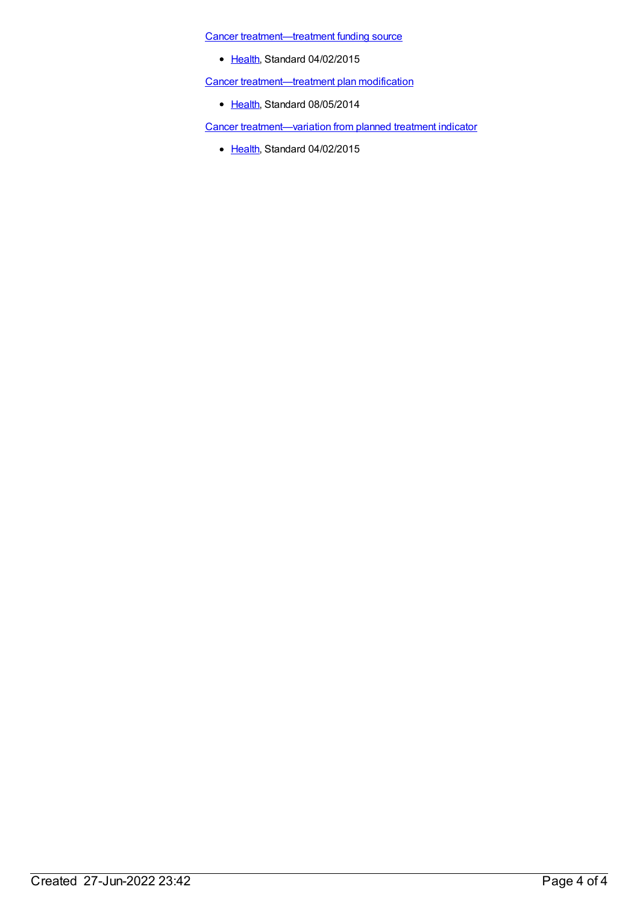Cancer treatment—treatment funding source

- Health, Standard 04/02/2015

Cancer treatment—treatment plan modification

- Health, Standard 08/05/2014

Cancer treatment—variation from planned treatment indicator

- Health, Standard 04/02/2015